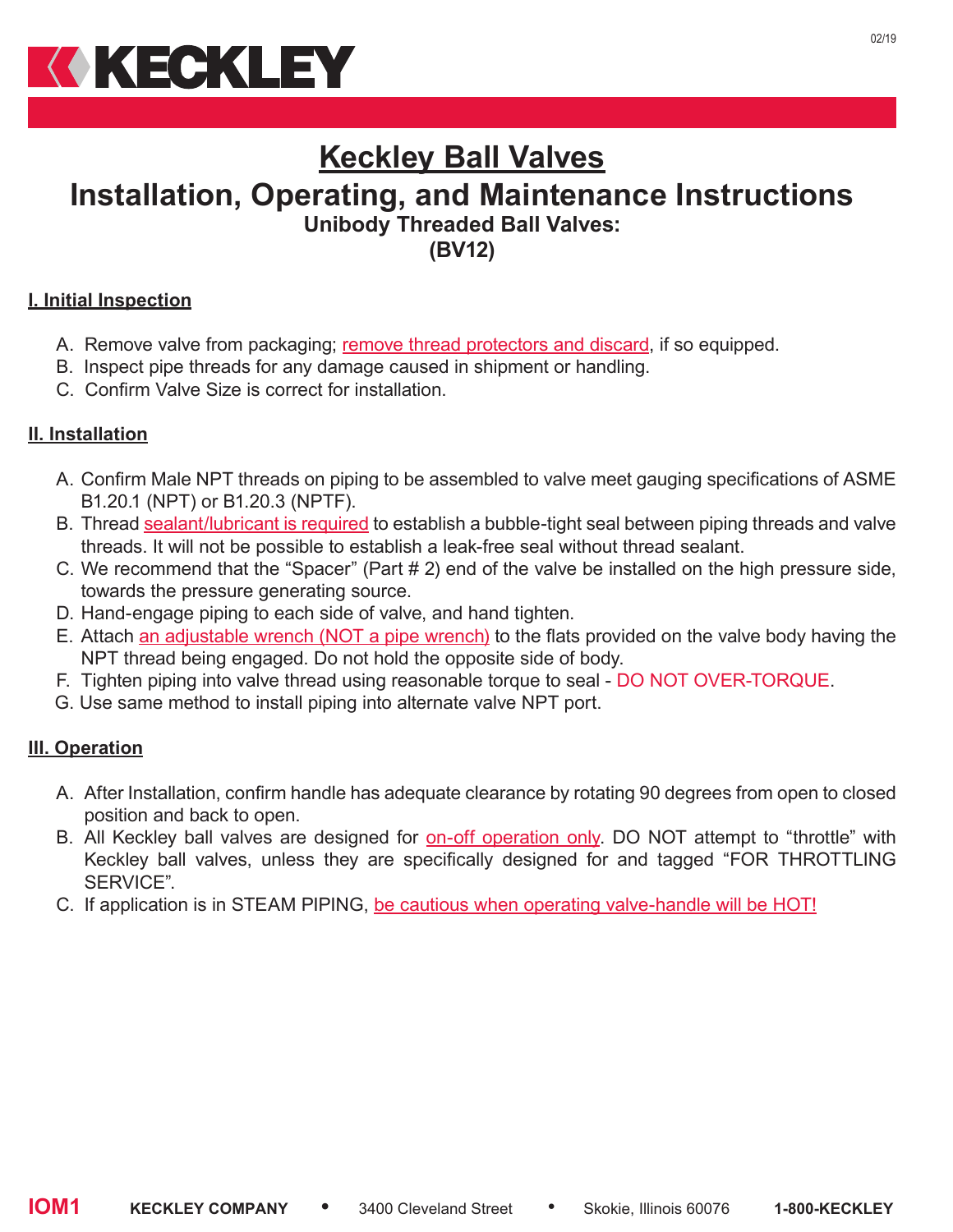// KECKLEY

# Keckley Ball Valves

# Installation, Operating, and Maintenance Instructions

### Unibody Threaded Ball Valves:
### (BV12)

## I. Initial Inspection

A. Remove valve from packaging; remove thread protectors and discard, if so equipped.
B. Inspect pipe threads for any damage caused in shipment or handling.
C. Confirm Valve Size is correct for installation.

## II. Installation

A. Confirm Male NPT threads on piping to be assembled to valve meet gauging specifications of ASME B1.20.1 (NPT) or B1.20.3 (NPTF).
B. Thread sealant/lubricant is required to establish a bubble-tight seal between piping threads and valve threads. It will not be possible to establish a leak-free seal without thread sealant.
C. We recommend that the "Spacer" (Part # 2) end of the valve be installed on the high pressure side, towards the pressure generating source.
D. Hand-engage piping to each side of valve, and hand tighten.
E. Attach an adjustable wrench (NOT a pipe wrench) to the flats provided on the valve body having the NPT thread being engaged. Do not hold the opposite side of body.
F. Tighten piping into valve thread using reasonable torque to seal - DO NOT OVER-TORQUE.
G. Use same method to install piping into alternate valve NPT port.

## III. Operation

A. After Installation, confirm handle has adequate clearance by rotating 90 degrees from open to closed position and back to open.
B. All Keckley ball valves are designed for on-off operation only. DO NOT attempt to "throttle" with Keckley ball valves, unless they are specifically designed for and tagged "FOR THROTTLING SERVICE".
C. If application is in STEAM PIPING, be cautious when operating valve-handle will be HOT!

IOM1 KECKLEY COMPANY • 3400 Cleveland Street • Skokie, Illinois 60076 1-800-KECKLEY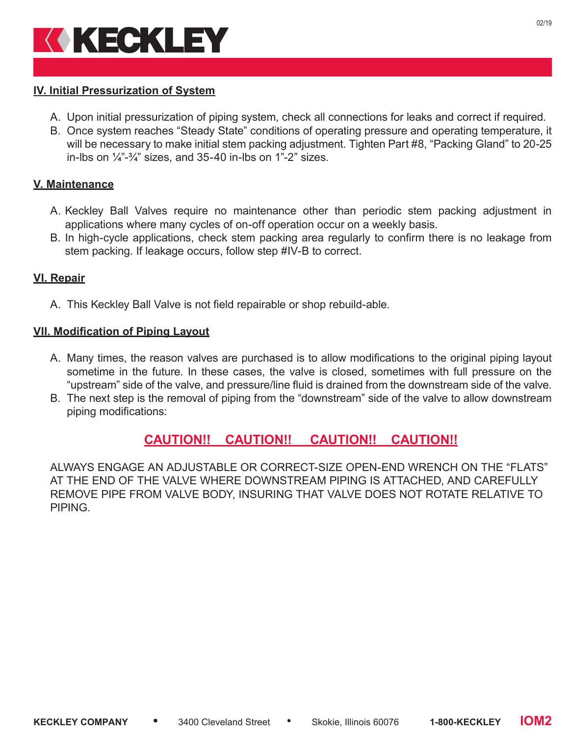## IV. Initial Pressurization of System

A. Upon initial pressurization of piping system, check all connections for leaks and correct if required.
B. Once system reaches “Steady State” conditions of operating pressure and operating temperature, it will be necessary to make initial stem packing adjustment. Tighten Part #8, “Packing Gland” to 20-25 in-lbs on ¼”-¾” sizes, and 35-40 in-lbs on 1”-2” sizes.

## V. Maintenance

A. Keckley Ball Valves require no maintenance other than periodic stem packing adjustment in applications where many cycles of on-off operation occur on a weekly basis.
B. In high-cycle applications, check stem packing area regularly to confirm there is no leakage from stem packing. If leakage occurs, follow step #IV-B to correct.

## VI. Repair

A. This Keckley Ball Valve is not field repairable or shop rebuild-able.

## VII. Modification of Piping Layout

A. Many times, the reason valves are purchased is to allow modifications to the original piping layout sometime in the future. In these cases, the valve is closed, sometimes with full pressure on the “upstream” side of the valve, and pressure/line fluid is drained from the downstream side of the valve.
B. The next step is the removal of piping from the “downstream” side of the valve to allow downstream piping modifications:

**CAUTION!! CAUTION!! CAUTION!! CAUTION!!**

ALWAYS ENGAGE AN ADJUSTABLE OR CORRECT-SIZE OPEN-END WRENCH ON THE “FLATS” AT THE END OF THE VALVE WHERE DOWNSTREAM PIPING IS ATTACHED, AND CAREFULLY REMOVE PIPE FROM VALVE BODY, INSURING THAT VALVE DOES NOT ROTATE RELATIVE TO PIPING.